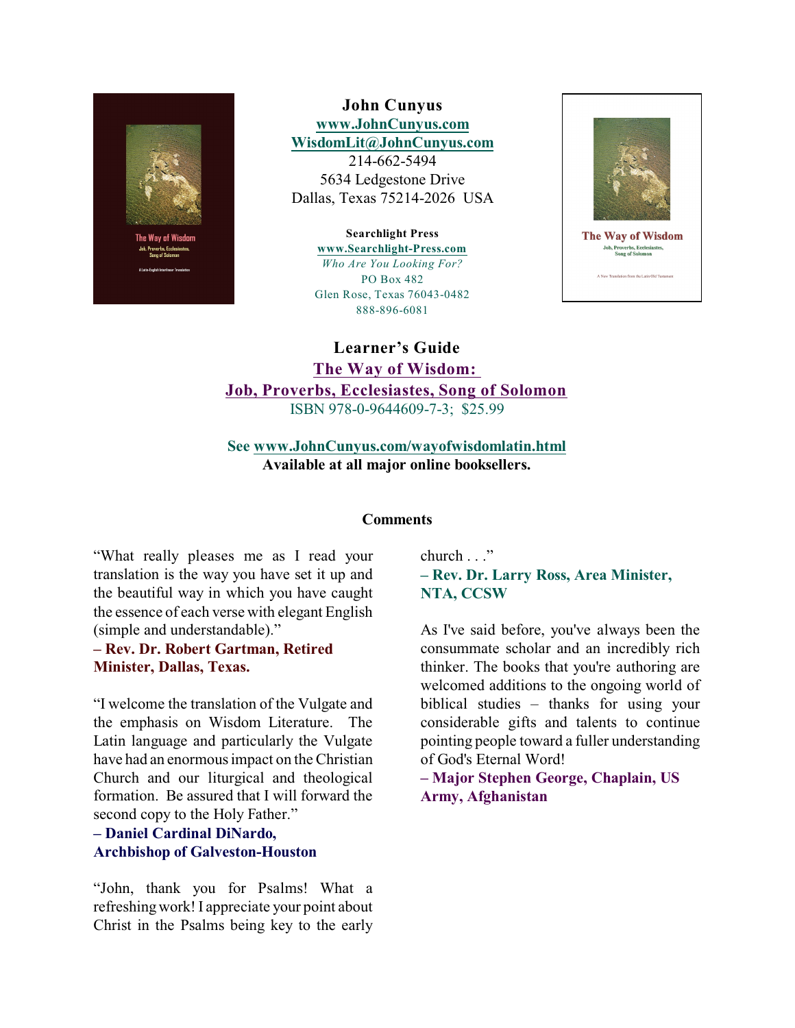**John Cunyus**
[www.JohnCunyus.com](http://www.JohnCunyus.com)
[WisdomLit@JohnCunyus.com](mailto:WisdomLit@JohnCunyus.com)
214-662-5494
5634 Ledgestone Drive
Dallas, Texas 75214-2026 USA

**Searchlight Press**
[www.Searchlight-Press.com](http://www.Searchlight-Press.com)
*Who Are You Looking For?*
PO Box 482
Glen Rose, Texas 76043-0482
888-896-6081

## Learner's Guide

## The Way of Wisdom: Job, Proverbs, Ecclesiastes, Song of Solomon

ISBN 978-0-9644609-7-3; $25.99

**See [www.JohnCunyus.com/wayofwisdomlatin.html](http://www.JohnCunyus.com/wayofwisdomlatin.html)**
**Available at all major online booksellers.**

### Comments

"What really pleases me as I read your translation is the way you have set it up and the beautiful way in which you have caught the essence of each verse with elegant English (simple and understandable)."
**– Rev. Dr. Robert Gartman, Retired Minister, Dallas, Texas.**

"I welcome the translation of the Vulgate and the emphasis on Wisdom Literature. The Latin language and particularly the Vulgate have had an enormous impact on the Christian Church and our liturgical and theological formation. Be assured that I will forward the second copy to the Holy Father."
**– Daniel Cardinal DiNardo, Archbishop of Galveston-Houston**

"John, thank you for Psalms! What a refreshing work! I appreciate your point about Christ in the Psalms being key to the early church . . ."
**– Rev. Dr. Larry Ross, Area Minister, NTA, CCSW**

As I've said before, you've always been the consummate scholar and an incredibly rich thinker. The books that you're authoring are welcomed additions to the ongoing world of biblical studies – thanks for using your considerable gifts and talents to continue pointing people toward a fuller understanding of God's Eternal Word!
**– Major Stephen George, Chaplain, US Army, Afghanistan**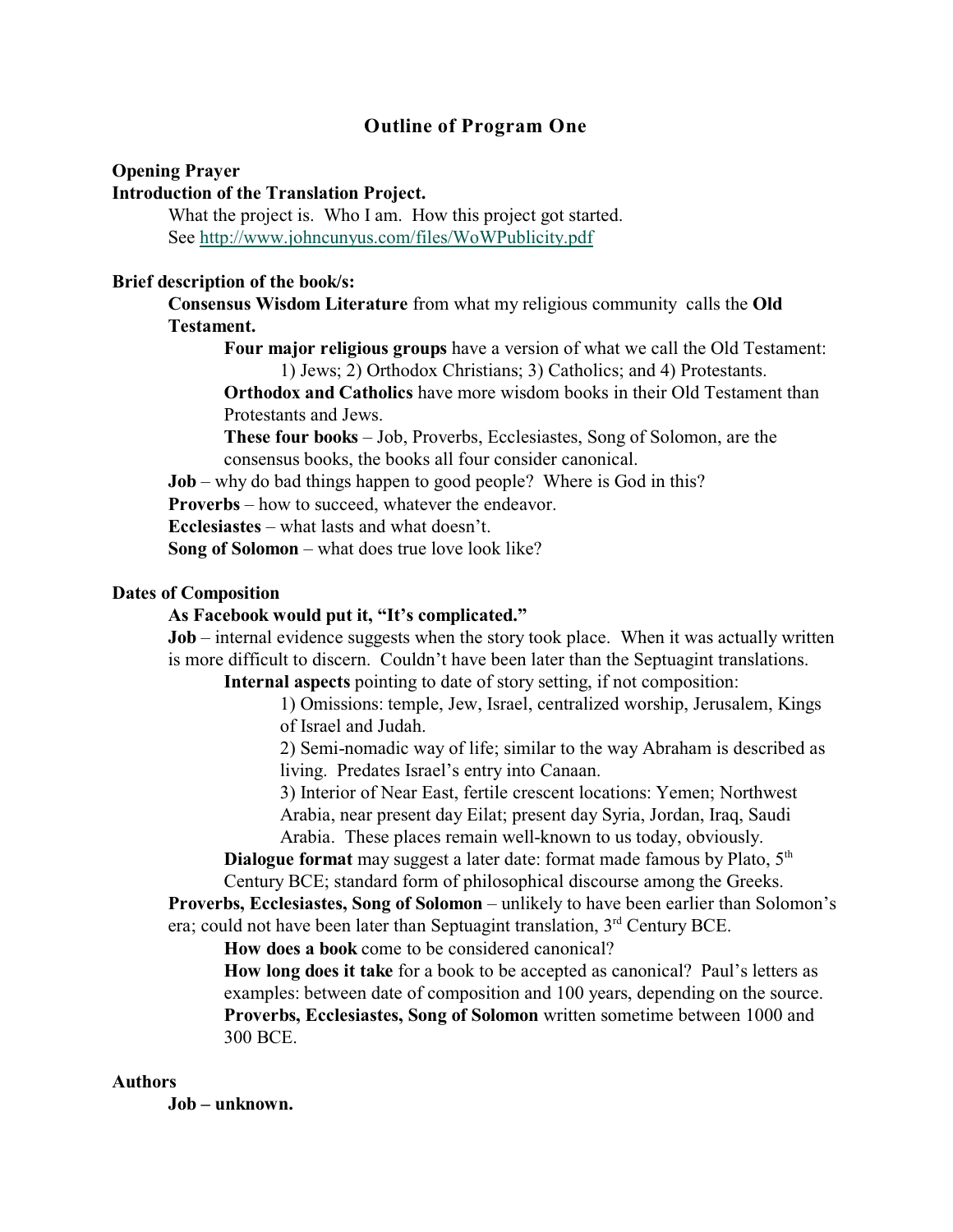# Outline of Program One

**Opening Prayer**

**Introduction of the Translation Project.**

What the project is. Who I am. How this project got started.
See http://www.johncunyus.com/files/WoWPublicity.pdf

**Brief description of the book/s:**

**Consensus Wisdom Literature** from what my religious community calls the **Old Testament.**

- **Four major religious groups** have a version of what we call the Old Testament:
  1) Jews; 2) Orthodox Christians; 3) Catholics; and 4) Protestants.
- **Orthodox and Catholics** have more wisdom books in their Old Testament than Protestants and Jews.
- **These four books** – Job, Proverbs, Ecclesiastes, Song of Solomon, are the consensus books, the books all four consider canonical.

**Job** – why do bad things happen to good people? Where is God in this?
**Proverbs** – how to succeed, whatever the endeavor.
**Ecclesiastes** – what lasts and what doesn't.
**Song of Solomon** – what does true love look like?

**Dates of Composition**

**As Facebook would put it, "It's complicated."**

**Job** – internal evidence suggests when the story took place. When it was actually written is more difficult to discern. Couldn't have been later than the Septuagint translations.

- **Internal aspects** pointing to date of story setting, if not composition:
  1) Omissions: temple, Jew, Israel, centralized worship, Jerusalem, Kings of Israel and Judah.
  2) Semi-nomadic way of life; similar to the way Abraham is described as living. Predates Israel's entry into Canaan.
  3) Interior of Near East, fertile crescent locations: Yemen; Northwest Arabia, near present day Eilat; present day Syria, Jordan, Iraq, Saudi Arabia. These places remain well-known to us today, obviously.
- **Dialogue format** may suggest a later date: format made famous by Plato, 5th Century BCE; standard form of philosophical discourse among the Greeks.

**Proverbs, Ecclesiastes, Song of Solomon** – unlikely to have been earlier than Solomon's era; could not have been later than Septuagint translation, 3rd Century BCE.

- **How does a book** come to be considered canonical?
- **How long does it take** for a book to be accepted as canonical? Paul's letters as examples: between date of composition and 100 years, depending on the source.
- **Proverbs, Ecclesiastes, Song of Solomon** written sometime between 1000 and 300 BCE.

**Authors**

**Job – unknown.**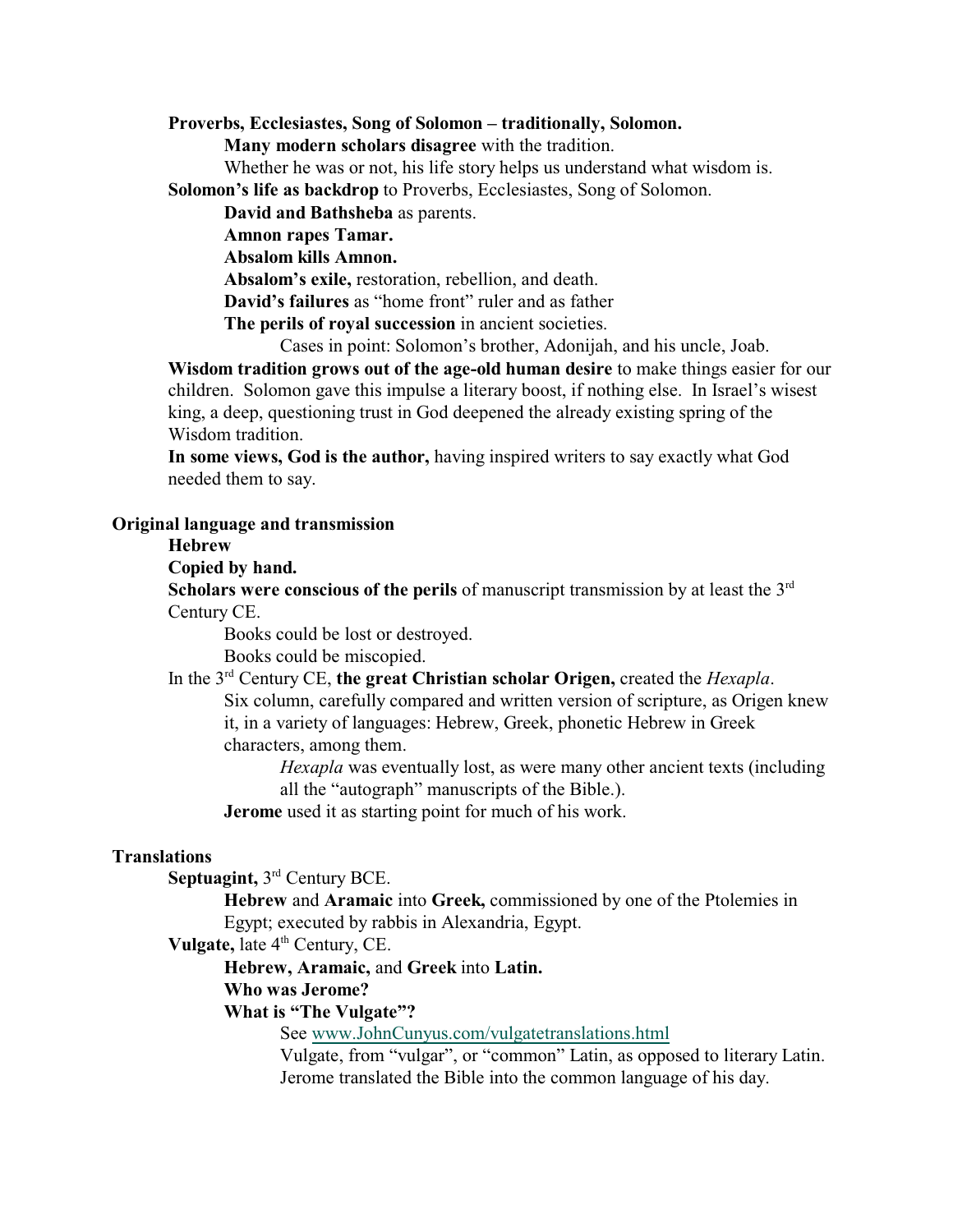**Proverbs, Ecclesiastes, Song of Solomon – traditionally, Solomon.**

- **Many modern scholars disagree** with the tradition.
- Whether he was or not, his life story helps us understand what wisdom is.

**Solomon's life as backdrop** to Proverbs, Ecclesiastes, Song of Solomon.

- **David and Bathsheba** as parents.
- **Amnon rapes Tamar.**
- **Absalom kills Amnon.**
- **Absalom's exile,** restoration, rebellion, and death.
- **David's failures** as "home front" ruler and as father
- **The perils of royal succession** in ancient societies.
  - Cases in point: Solomon's brother, Adonijah, and his uncle, Joab.

**Wisdom tradition grows out of the age-old human desire** to make things easier for our children. Solomon gave this impulse a literary boost, if nothing else. In Israel's wisest king, a deep, questioning trust in God deepened the already existing spring of the Wisdom tradition.

**In some views, God is the author,** having inspired writers to say exactly what God needed them to say.

## Original language and transmission

**Hebrew**

**Copied by hand.**

**Scholars were conscious of the perils** of manuscript transmission by at least the 3rd Century CE.

- Books could be lost or destroyed.
- Books could be miscopied.

In the 3rd Century CE, **the great Christian scholar Origen,** created the *Hexapla*.

- Six column, carefully compared and written version of scripture, as Origen knew it, in a variety of languages: Hebrew, Greek, phonetic Hebrew in Greek characters, among them.
  - *Hexapla* was eventually lost, as were many other ancient texts (including all the "autograph" manuscripts of the Bible.).
- **Jerome** used it as starting point for much of his work.

## Translations

**Septuagint,** 3rd Century BCE.

- **Hebrew** and **Aramaic** into **Greek,** commissioned by one of the Ptolemies in Egypt; executed by rabbis in Alexandria, Egypt.

**Vulgate,** late 4th Century, CE.

- **Hebrew, Aramaic,** and **Greek** into **Latin.**
- **Who was Jerome?**
- **What is "The Vulgate"?**
  - See www.JohnCunyus.com/vulgatetranslations.html
  - Vulgate, from "vulgar", or "common" Latin, as opposed to literary Latin. Jerome translated the Bible into the common language of his day.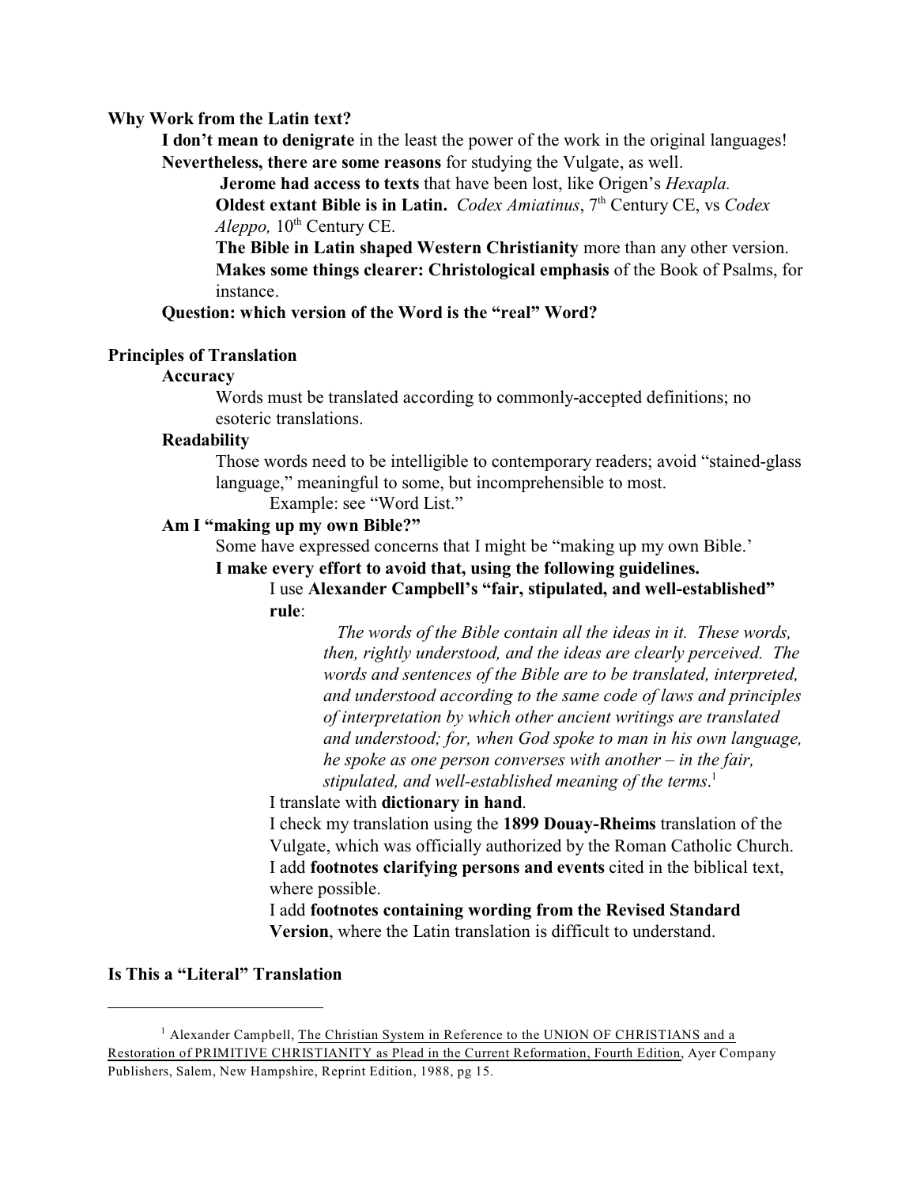**Why Work from the Latin text?**

**I don't mean to denigrate** in the least the power of the work in the original languages!

**Nevertheless, there are some reasons** for studying the Vulgate, as well.

**Jerome had access to texts** that have been lost, like Origen's *Hexapla.*

**Oldest extant Bible is in Latin.** *Codex Amiatinus*, 7th Century CE, vs *Codex Aleppo,* 10th Century CE.

**The Bible in Latin shaped Western Christianity** more than any other version.

**Makes some things clearer: Christological emphasis** of the Book of Psalms, for instance.

**Question: which version of the Word is the "real" Word?**

**Principles of Translation**

**Accuracy**

Words must be translated according to commonly-accepted definitions; no esoteric translations.

**Readability**

Those words need to be intelligible to contemporary readers; avoid "stained-glass language," meaningful to some, but incomprehensible to most.

Example: see "Word List."

**Am I "making up my own Bible?"**

Some have expressed concerns that I might be "making up my own Bible.'

**I make every effort to avoid that, using the following guidelines.**

I use **Alexander Campbell's "fair, stipulated, and well-established" rule**:

> *The words of the Bible contain all the ideas in it. These words, then, rightly understood, and the ideas are clearly perceived. The words and sentences of the Bible are to be translated, interpreted, and understood according to the same code of laws and principles of interpretation by which other ancient writings are translated and understood; for, when God spoke to man in his own language, he spoke as one person converses with another – in the fair, stipulated, and well-established meaning of the terms.*[1]

I translate with **dictionary in hand**.

I check my translation using the **1899 Douay-Rheims** translation of the Vulgate, which was officially authorized by the Roman Catholic Church.

I add **footnotes clarifying persons and events** cited in the biblical text, where possible.

I add **footnotes containing wording from the Revised Standard Version**, where the Latin translation is difficult to understand.

**Is This a "Literal" Translation**

---

[1] Alexander Campbell, The Christian System in Reference to the UNION OF CHRISTIANS and a Restoration of PRIMITIVE CHRISTIANITY as Plead in the Current Reformation, Fourth Edition, Ayer Company Publishers, Salem, New Hampshire, Reprint Edition, 1988, pg 15.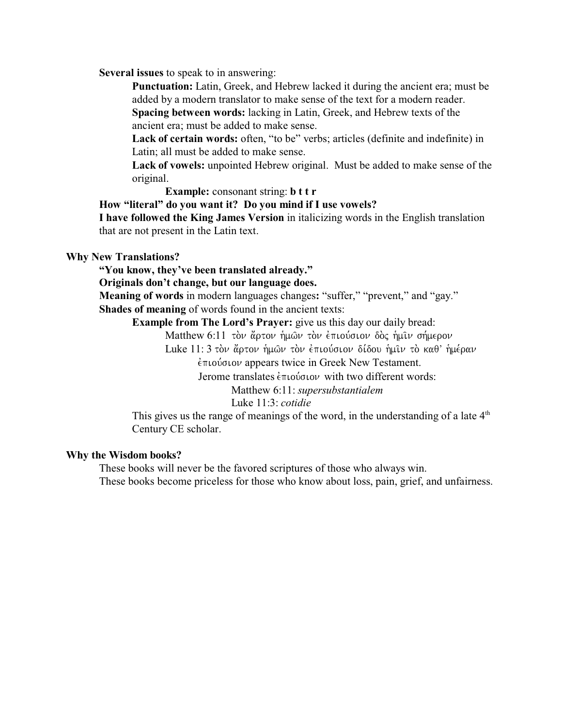**Several issues** to speak to in answering:

**Punctuation:** Latin, Greek, and Hebrew lacked it during the ancient era; must be added by a modern translator to make sense of the text for a modern reader.

**Spacing between words:** lacking in Latin, Greek, and Hebrew texts of the ancient era; must be added to make sense.

**Lack of certain words:** often, "to be" verbs; articles (definite and indefinite) in Latin; all must be added to make sense.

**Lack of vowels:** unpointed Hebrew original. Must be added to make sense of the original.

**Example:** consonant string: **b t t r**

**How "literal" do you want it? Do you mind if I use vowels?**

**I have followed the King James Version** in italicizing words in the English translation that are not present in the Latin text.

**Why New Translations?**

**"You know, they've been translated already."**

**Originals don't change, but our language does.**

**Meaning of words** in modern languages changes**:** "suffer," "prevent," and "gay."

**Shades of meaning** of words found in the ancient texts:

**Example from The Lord's Prayer:** give us this day our daily bread:

Matthew 6:11 τὸν ἄρτον ἡμῶν τὸν ἐπιούσιον δὸς ἡμῖν σήμερον

Luke 11: 3 τὸν ἄρτον ἡμῶν τὸν ἐπιούσιον δίδου ἡμῖν τὸ καθ' ἡμέραν

ἐπιούσιον appears twice in Greek New Testament.

Jerome translates ἐπιούσιον with two different words:

Matthew 6:11: *supersubstantialem*

Luke 11:3: *cotidie*

This gives us the range of meanings of the word, in the understanding of a late 4th Century CE scholar.

**Why the Wisdom books?**

These books will never be the favored scriptures of those who always win.

These books become priceless for those who know about loss, pain, grief, and unfairness.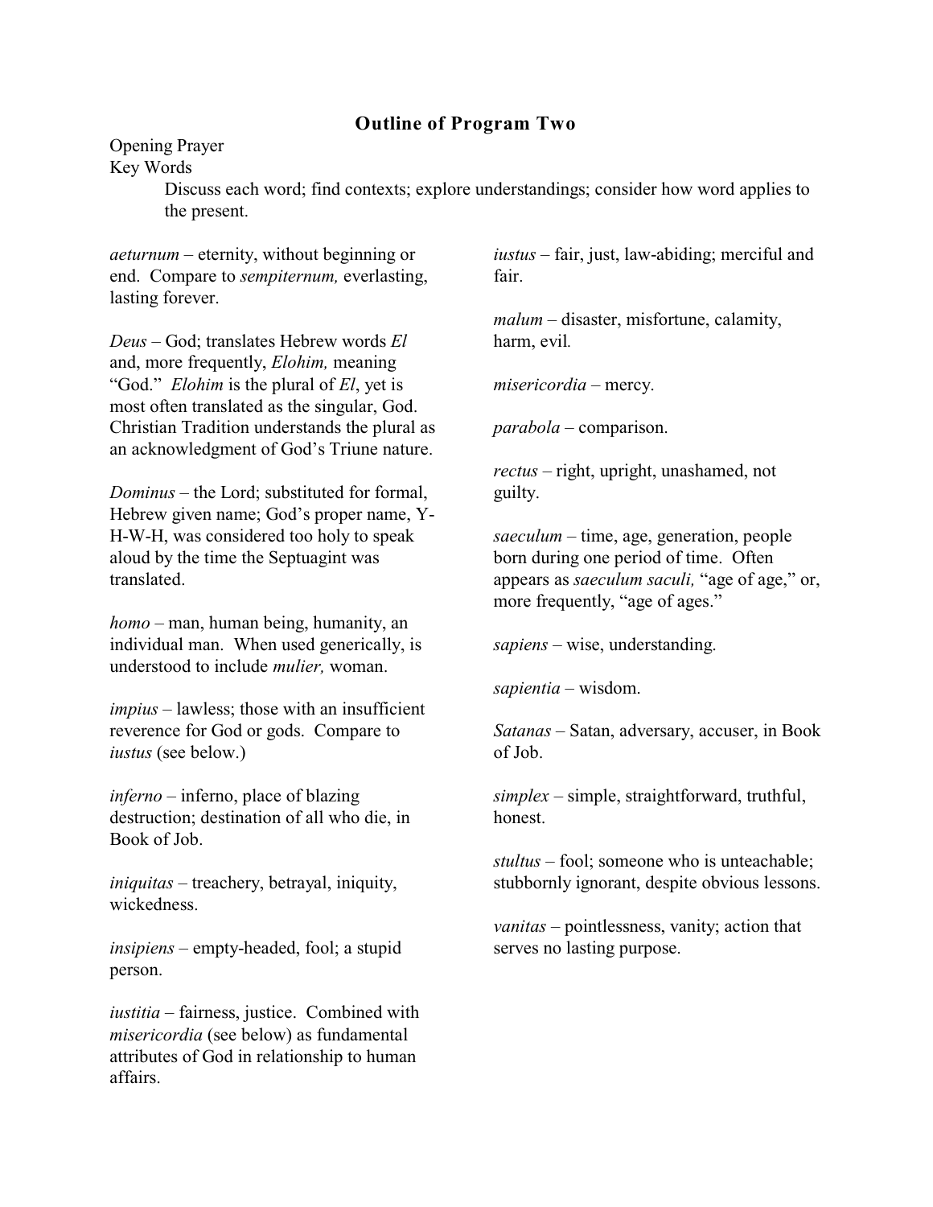## Outline of Program Two

Opening Prayer

Key Words

Discuss each word; find contexts; explore understandings; consider how word applies to the present.

*aeturnum* – eternity, without beginning or end. Compare to *sempiternum,* everlasting, lasting forever.

*Deus* – God; translates Hebrew words *El* and, more frequently, *Elohim,* meaning "God." *Elohim* is the plural of *El*, yet is most often translated as the singular, God. Christian Tradition understands the plural as an acknowledgment of God's Triune nature.

*Dominus* – the Lord; substituted for formal, Hebrew given name; God's proper name, Y-H-W-H, was considered too holy to speak aloud by the time the Septuagint was translated.

*homo* – man, human being, humanity, an individual man. When used generically, is understood to include *mulier,* woman.

*impius* – lawless; those with an insufficient reverence for God or gods. Compare to *iustus* (see below.)

*inferno* – inferno, place of blazing destruction; destination of all who die, in Book of Job.

*iniquitas* – treachery, betrayal, iniquity, wickedness.

*insipiens* – empty-headed, fool; a stupid person.

*iustitia* – fairness, justice. Combined with *misericordia* (see below) as fundamental attributes of God in relationship to human affairs.

*iustus* – fair, just, law-abiding; merciful and fair.

*malum* – disaster, misfortune, calamity, harm, evil.

*misericordia* – mercy.

*parabola* – comparison.

*rectus* – right, upright, unashamed, not guilty.

*saeculum* – time, age, generation, people born during one period of time. Often appears as *saeculum saculi,* "age of age," or, more frequently, "age of ages."

*sapiens* – wise, understanding.

*sapientia* – wisdom.

*Satanas* – Satan, adversary, accuser, in Book of Job.

*simplex* – simple, straightforward, truthful, honest.

*stultus* – fool; someone who is unteachable; stubbornly ignorant, despite obvious lessons.

*vanitas* – pointlessness, vanity; action that serves no lasting purpose.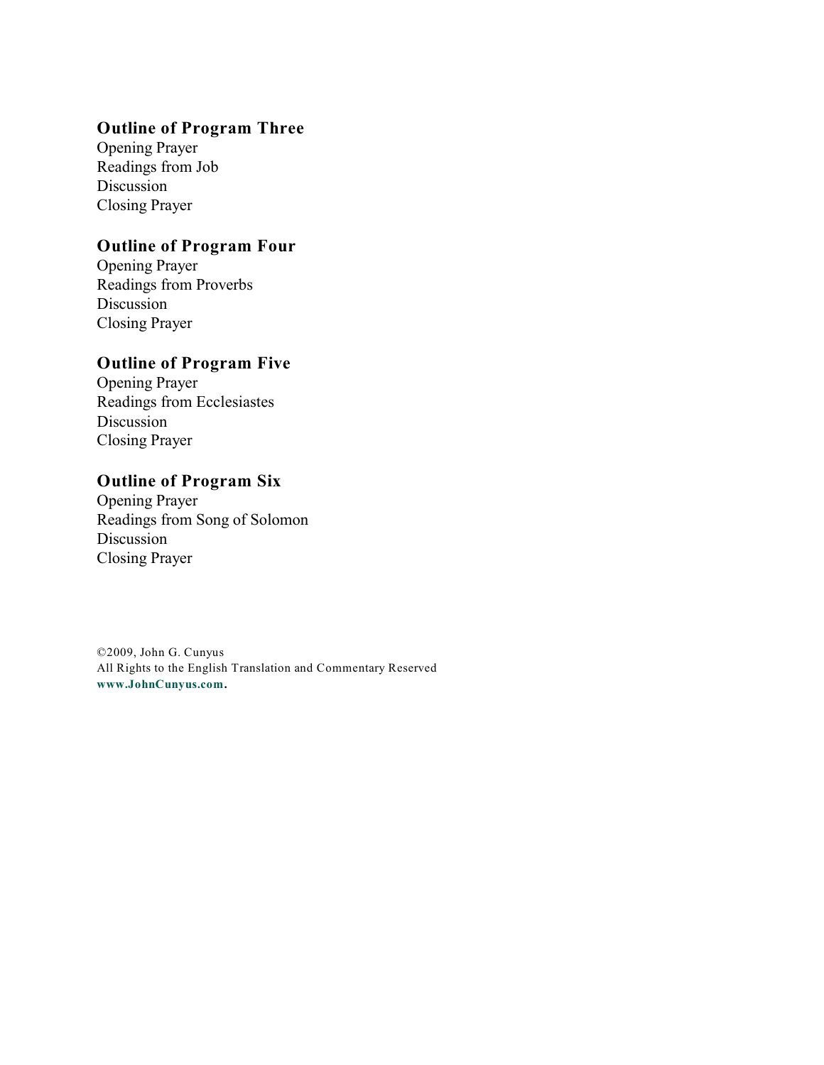### Outline of Program Three

Opening Prayer
Readings from Job
Discussion
Closing Prayer

### Outline of Program Four

Opening Prayer
Readings from Proverbs
Discussion
Closing Prayer

### Outline of Program Five

Opening Prayer
Readings from Ecclesiastes
Discussion
Closing Prayer

### Outline of Program Six

Opening Prayer
Readings from Song of Solomon
Discussion
Closing Prayer

©2009, John G. Cunyus
All Rights to the English Translation and Commentary Reserved
**www.JohnCunyus.com.**